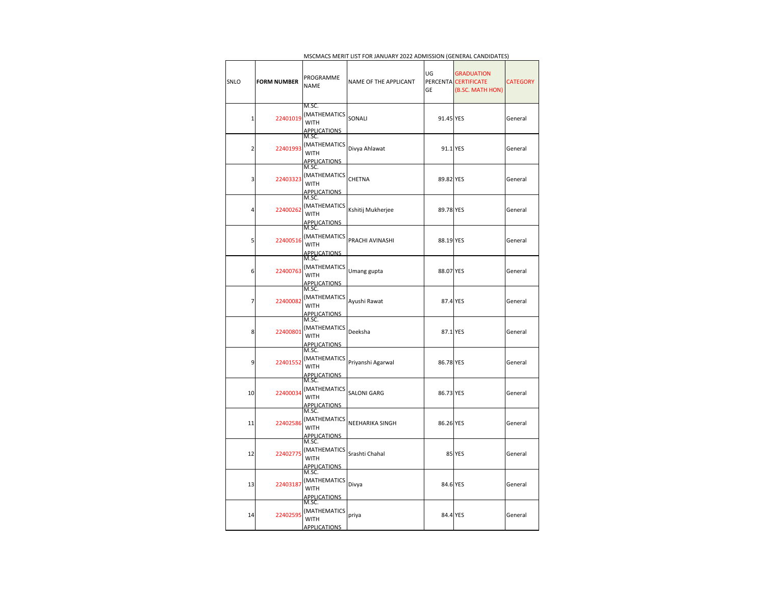MSCMACS MERIT LIST FOR JANUARY 2022 ADMISSION (GENERAL CANDIDATES)

| SNLO | FORM NUMBER | PROGRAMME NAME | NAME OF THE APPLICANT | UG PERCENTAGE | GRADUATION CERTIFICATE (B.SC. MATH HON) | CATEGORY |
|---|---|---|---|---|---|---|
| 1 | 22401019 | M.SC. (MATHEMATICS WITH APPLICATIONS | SONALI | 91.45 | YES | General |
| 2 | 22401993 | M.SC. (MATHEMATICS WITH APPLICATIONS | Divya Ahlawat | 91.1 | YES | General |
| 3 | 22403323 | M.SC. (MATHEMATICS WITH APPLICATIONS | CHETNA | 89.82 | YES | General |
| 4 | 22400262 | M.SC. (MATHEMATICS WITH APPLICATIONS | Kshitij Mukherjee | 89.78 | YES | General |
| 5 | 22400516 | M.SC. (MATHEMATICS WITH APPLICATIONS | PRACHI AVINASHI | 88.19 | YES | General |
| 6 | 22400763 | M.SC. (MATHEMATICS WITH APPLICATIONS | Umang gupta | 88.07 | YES | General |
| 7 | 22400082 | M.SC. (MATHEMATICS WITH APPLICATIONS | Ayushi Rawat | 87.4 | YES | General |
| 8 | 22400801 | M.SC. (MATHEMATICS WITH APPLICATIONS | Deeksha | 87.1 | YES | General |
| 9 | 22401552 | M.SC. (MATHEMATICS WITH APPLICATIONS | Priyanshi Agarwal | 86.78 | YES | General |
| 10 | 22400034 | M.SC. (MATHEMATICS WITH APPLICATIONS | SALONI GARG | 86.73 | YES | General |
| 11 | 22402586 | M.SC. (MATHEMATICS WITH APPLICATIONS | NEEHARIKA SINGH | 86.26 | YES | General |
| 12 | 22402775 | M.SC. (MATHEMATICS WITH APPLICATIONS | Srashti Chahal | 85 | YES | General |
| 13 | 22403187 | M.SC. (MATHEMATICS WITH APPLICATIONS | Divya | 84.6 | YES | General |
| 14 | 22402595 | M.SC. (MATHEMATICS WITH APPLICATIONS | priya | 84.4 | YES | General |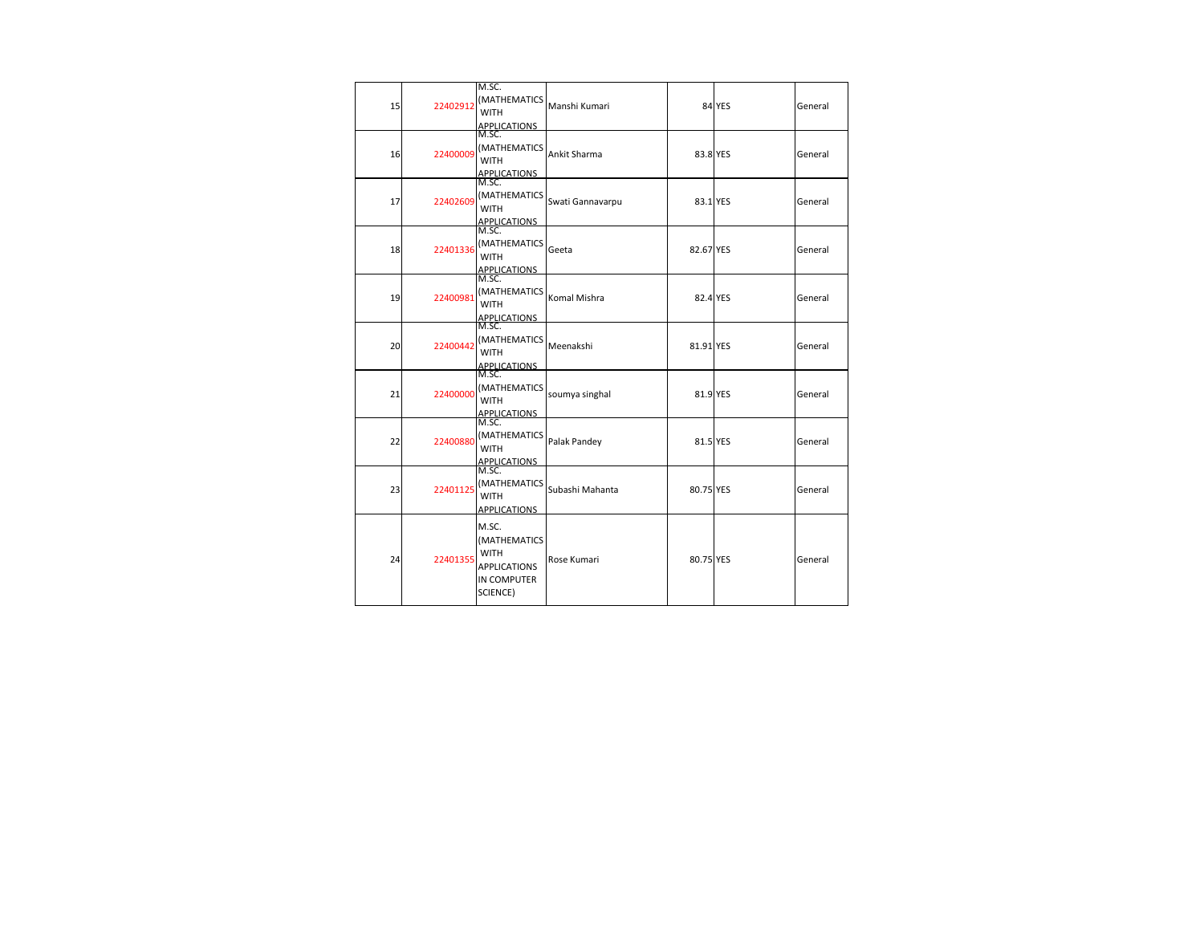| | | | | | | |
|---|---|---|---|---|---|---|
| 15 | 22402912 | M.SC. (MATHEMATICS WITH APPLICATIONS | Manshi Kumari | 84 | YES | General |
| 16 | 22400009 | M.SC. (MATHEMATICS WITH APPLICATIONS | Ankit Sharma | 83.8 | YES | General |
| 17 | 22402609 | M.SC. (MATHEMATICS WITH APPLICATIONS | Swati Gannavarpu | 83.1 | YES | General |
| 18 | 22401336 | M.SC. (MATHEMATICS WITH APPLICATIONS | Geeta | 82.67 | YES | General |
| 19 | 22400981 | M.SC. (MATHEMATICS WITH APPLICATIONS | Komal Mishra | 82.4 | YES | General |
| 20 | 22400442 | M.SC. (MATHEMATICS WITH APPLICATIONS | Meenakshi | 81.91 | YES | General |
| 21 | 22400000 | M.SC. (MATHEMATICS WITH APPLICATIONS | soumya singhal | 81.9 | YES | General |
| 22 | 22400880 | M.SC. (MATHEMATICS WITH APPLICATIONS | Palak Pandey | 81.5 | YES | General |
| 23 | 22401125 | M.SC. (MATHEMATICS WITH APPLICATIONS | Subashi Mahanta | 80.75 | YES | General |
| 24 | 22401355 | M.SC. (MATHEMATICS WITH APPLICATIONS IN COMPUTER SCIENCE) | Rose Kumari | 80.75 | YES | General |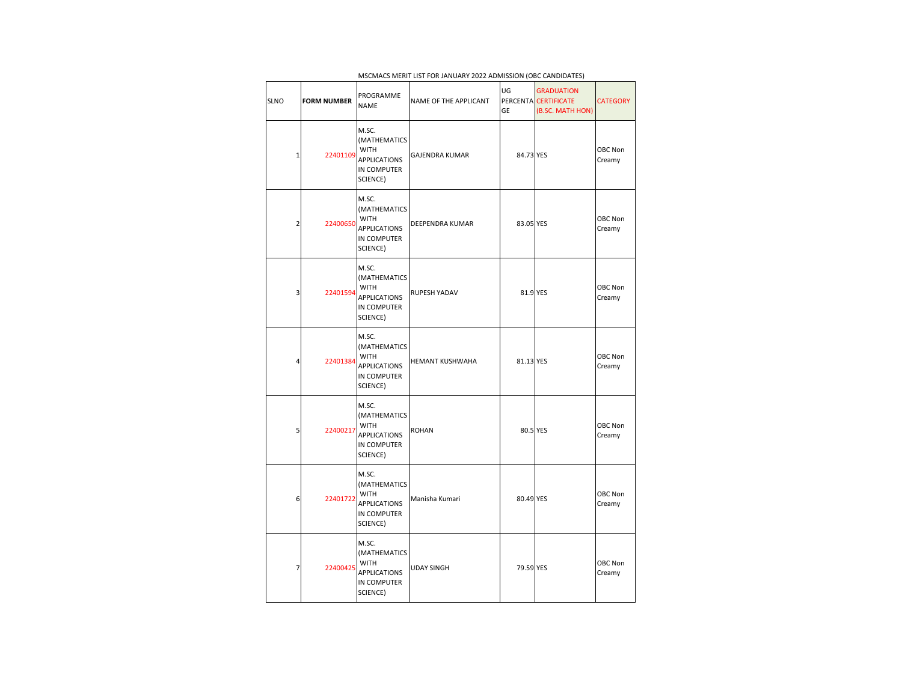MSCMACS MERIT LIST FOR JANUARY 2022 ADMISSION (OBC CANDIDATES)

| SLNO | FORM NUMBER | PROGRAMME NAME | NAME OF THE APPLICANT | UG PERCENTAGE | GRADUATION CERTIFICATE (B.SC. MATH HON) | CATEGORY |
|---|---|---|---|---|---|---|
| 1 | 22401109 | M.SC. (MATHEMATICS WITH APPLICATIONS IN COMPUTER SCIENCE) | GAJENDRA KUMAR | 84.73 | YES | OBC Non Creamy |
| 2 | 22400650 | M.SC. (MATHEMATICS WITH APPLICATIONS IN COMPUTER SCIENCE) | DEEPENDRA KUMAR | 83.05 | YES | OBC Non Creamy |
| 3 | 22401594 | M.SC. (MATHEMATICS WITH APPLICATIONS IN COMPUTER SCIENCE) | RUPESH YADAV | 81.9 | YES | OBC Non Creamy |
| 4 | 22401384 | M.SC. (MATHEMATICS WITH APPLICATIONS IN COMPUTER SCIENCE) | HEMANT KUSHWAHA | 81.13 | YES | OBC Non Creamy |
| 5 | 22400217 | M.SC. (MATHEMATICS WITH APPLICATIONS IN COMPUTER SCIENCE) | ROHAN | 80.5 | YES | OBC Non Creamy |
| 6 | 22401722 | M.SC. (MATHEMATICS WITH APPLICATIONS IN COMPUTER SCIENCE) | Manisha Kumari | 80.49 | YES | OBC Non Creamy |
| 7 | 22400425 | M.SC. (MATHEMATICS WITH APPLICATIONS IN COMPUTER SCIENCE) | UDAY SINGH | 79.59 | YES | OBC Non Creamy |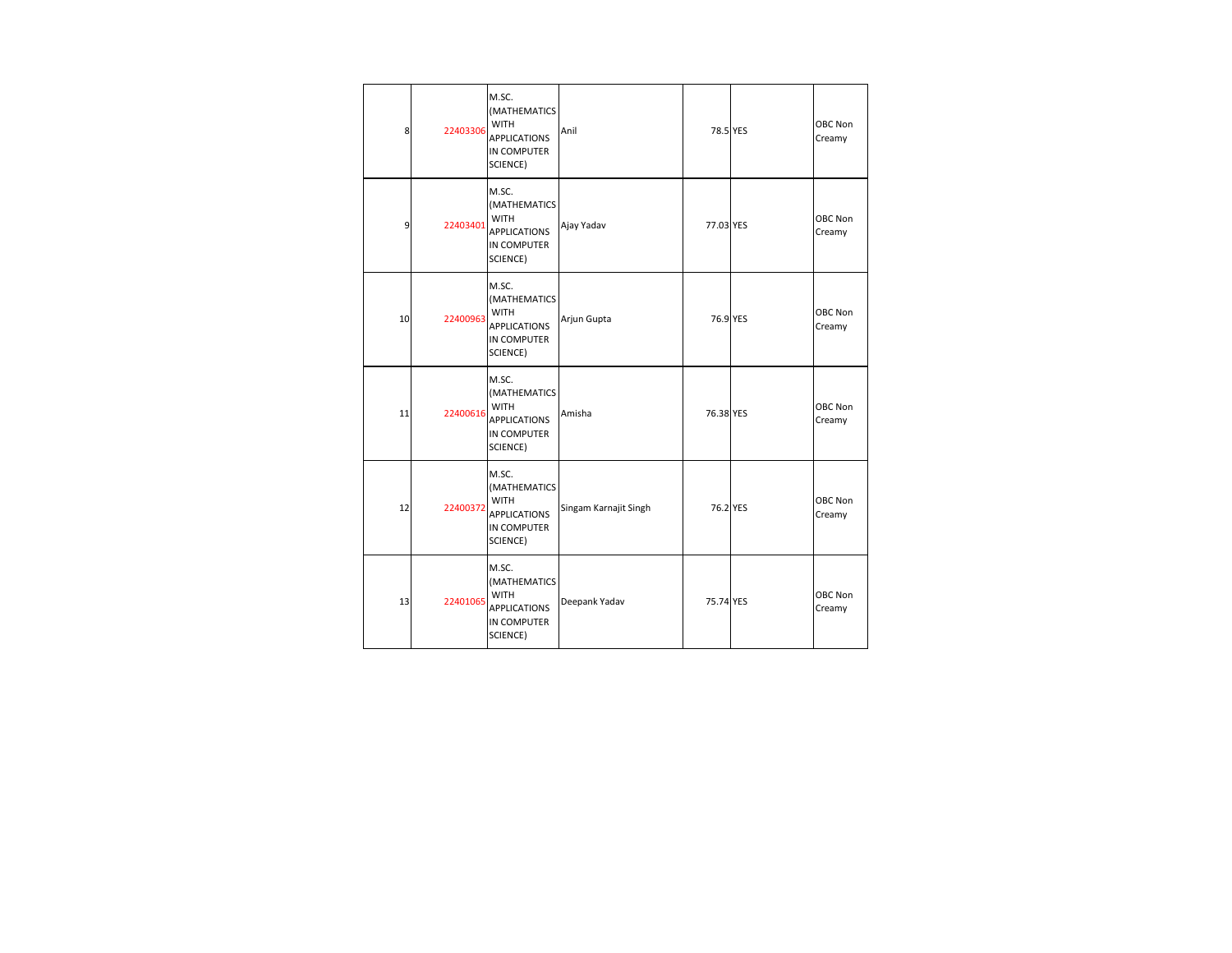| | | | | | | | |
|---|---|---|---|---|---|---|---|
| 8 | 22403306 | M.SC. (MATHEMATICS WITH APPLICATIONS IN COMPUTER SCIENCE) | Anil | 78.5 | YES | | OBC Non Creamy |
| 9 | 22403401 | M.SC. (MATHEMATICS WITH APPLICATIONS IN COMPUTER SCIENCE) | Ajay Yadav | 77.03 | YES | | OBC Non Creamy |
| 10 | 22400963 | M.SC. (MATHEMATICS WITH APPLICATIONS IN COMPUTER SCIENCE) | Arjun Gupta | 76.9 | YES | | OBC Non Creamy |
| 11 | 22400616 | M.SC. (MATHEMATICS WITH APPLICATIONS IN COMPUTER SCIENCE) | Amisha | 76.38 | YES | | OBC Non Creamy |
| 12 | 22400372 | M.SC. (MATHEMATICS WITH APPLICATIONS IN COMPUTER SCIENCE) | Singam Karnajit Singh | 76.2 | YES | | OBC Non Creamy |
| 13 | 22401065 | M.SC. (MATHEMATICS WITH APPLICATIONS IN COMPUTER SCIENCE) | Deepank Yadav | 75.74 | YES | | OBC Non Creamy |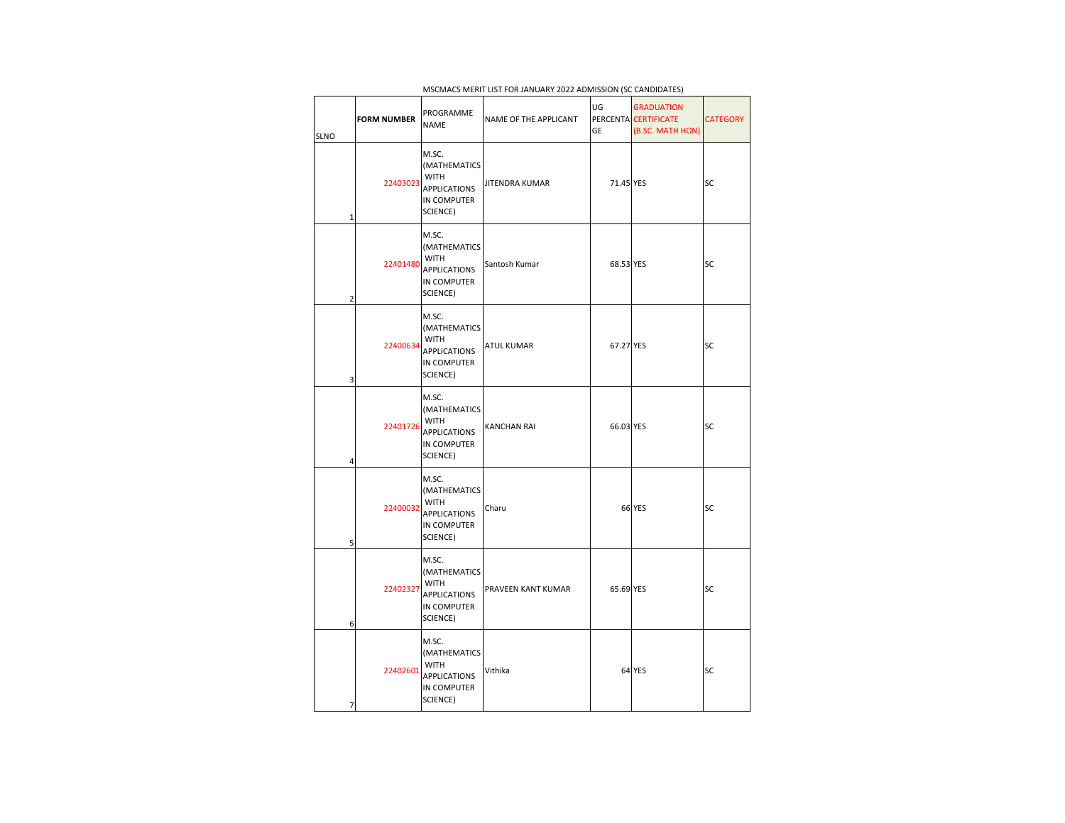MSCMACS MERIT LIST FOR JANUARY 2022 ADMISSION (SC CANDIDATES)

| SLNO | FORM NUMBER | PROGRAMME NAME | NAME OF THE APPLICANT | UG PERCENTAGE | GRADUATION CERTIFICATE (B.SC. MATH HON) | CATEGORY |
|---|---|---|---|---|---|---|
| 1 | 22403023 | M.SC. (MATHEMATICS WITH APPLICATIONS IN COMPUTER SCIENCE) | JITENDRA KUMAR | 71.45 | YES | SC |
| 2 | 22401480 | M.SC. (MATHEMATICS WITH APPLICATIONS IN COMPUTER SCIENCE) | Santosh Kumar | 68.53 | YES | SC |
| 3 | 22400634 | M.SC. (MATHEMATICS WITH APPLICATIONS IN COMPUTER SCIENCE) | ATUL KUMAR | 67.27 | YES | SC |
| 4 | 22401726 | M.SC. (MATHEMATICS WITH APPLICATIONS IN COMPUTER SCIENCE) | KANCHAN RAI | 66.03 | YES | SC |
| 5 | 22400032 | M.SC. (MATHEMATICS WITH APPLICATIONS IN COMPUTER SCIENCE) | Charu | 66 | YES | SC |
| 6 | 22402327 | M.SC. (MATHEMATICS WITH APPLICATIONS IN COMPUTER SCIENCE) | PRAVEEN KANT KUMAR | 65.69 | YES | SC |
| 7 | 22402601 | M.SC. (MATHEMATICS WITH APPLICATIONS IN COMPUTER SCIENCE) | Vithika | 64 | YES | SC |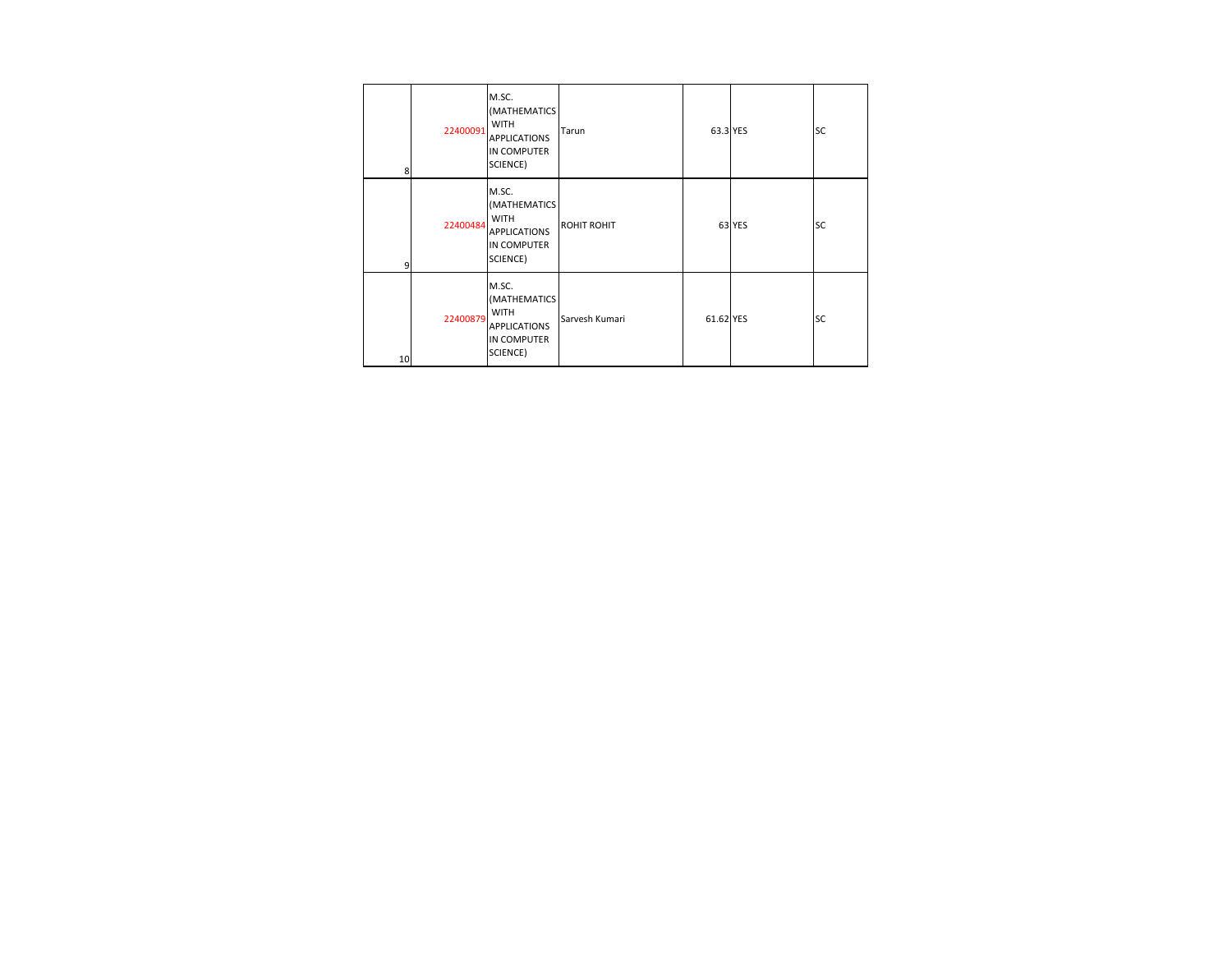| | | | | | | |
|---|---|---|---|---|---|---|
| 8 | 22400091 | M.SC. (MATHEMATICS WITH APPLICATIONS IN COMPUTER SCIENCE) | Tarun | 63.3 | YES | SC |
| 9 | 22400484 | M.SC. (MATHEMATICS WITH APPLICATIONS IN COMPUTER SCIENCE) | ROHIT ROHIT | 63 | YES | SC |
| 10 | 22400879 | M.SC. (MATHEMATICS WITH APPLICATIONS IN COMPUTER SCIENCE) | Sarvesh Kumari | 61.62 | YES | SC |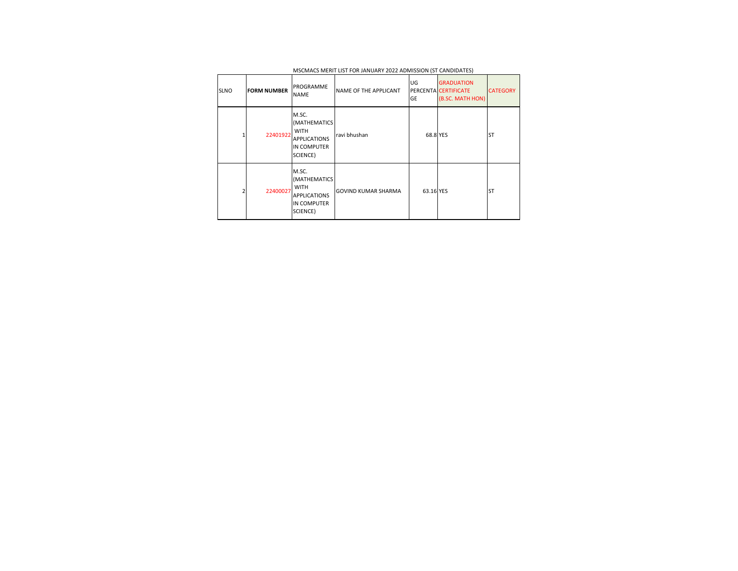MSCMACS MERIT LIST FOR JANUARY 2022 ADMISSION (ST CANDIDATES)

| SLNO | FORM NUMBER | PROGRAMME NAME | NAME OF THE APPLICANT | UG PERCENTAGE | GRADUATION CERTIFICATE (B.SC. MATH HON) | CATEGORY |
|---|---|---|---|---|---|---|
| 1 | 22401922 | M.SC. (MATHEMATICS WITH APPLICATIONS IN COMPUTER SCIENCE) | ravi bhushan | 68.8 | YES | ST |
| 2 | 22400027 | M.SC. (MATHEMATICS WITH APPLICATIONS IN COMPUTER SCIENCE) | GOVIND KUMAR SHARMA | 63.16 | YES | ST |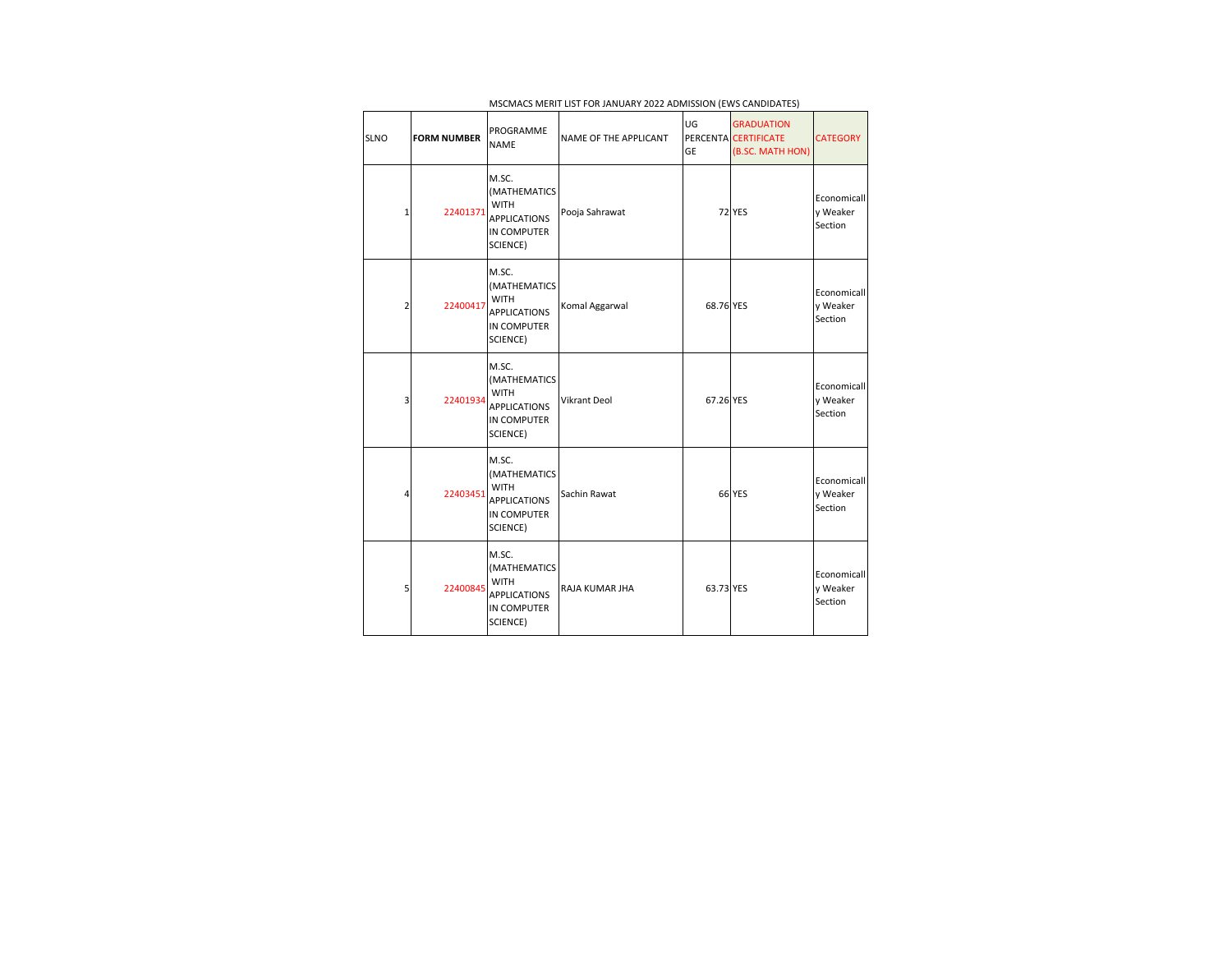MSCMACS MERIT LIST FOR JANUARY 2022 ADMISSION (EWS CANDIDATES)

| SLNO | FORM NUMBER | PROGRAMME NAME | NAME OF THE APPLICANT | UG PERCENTAGE | GRADUATION CERTIFICATE (B.SC. MATH HON) | CATEGORY |
|---|---|---|---|---|---|---|
| 1 | 22401371 | M.SC. (MATHEMATICS WITH APPLICATIONS IN COMPUTER SCIENCE) | Pooja Sahrawat | 72 | YES | Economically Weaker Section |
| 2 | 22400417 | M.SC. (MATHEMATICS WITH APPLICATIONS IN COMPUTER SCIENCE) | Komal Aggarwal | 68.76 | YES | Economically Weaker Section |
| 3 | 22401934 | M.SC. (MATHEMATICS WITH APPLICATIONS IN COMPUTER SCIENCE) | Vikrant Deol | 67.26 | YES | Economically Weaker Section |
| 4 | 22403451 | M.SC. (MATHEMATICS WITH APPLICATIONS IN COMPUTER SCIENCE) | Sachin Rawat | 66 | YES | Economically Weaker Section |
| 5 | 22400845 | M.SC. (MATHEMATICS WITH APPLICATIONS IN COMPUTER SCIENCE) | RAJA KUMAR JHA | 63.73 | YES | Economically Weaker Section |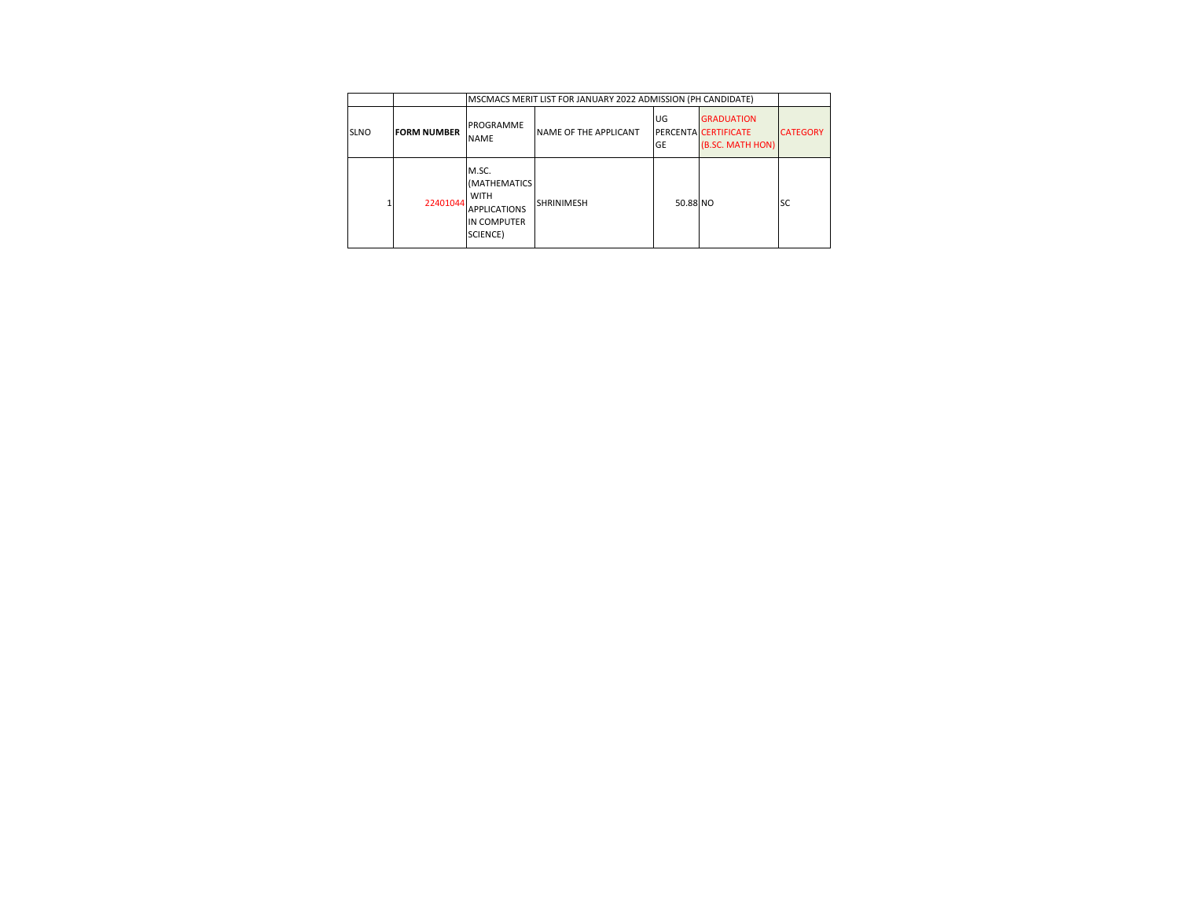| | | MSCMACS MERIT LIST FOR JANUARY 2022 ADMISSION (PH CANDIDATE) | | | | |
|---|---|---|---|---|---|---|
| SLNO | **FORM NUMBER** | PROGRAMME NAME | NAME OF THE APPLICANT | UG PERCENTAGE | GRADUATION CERTIFICATE (B.SC. MATH HON) | CATEGORY |
| 1 | 22401044 | M.SC. (MATHEMATICS WITH APPLICATIONS IN COMPUTER SCIENCE) | SHRINIMESH | 50.88 | NO | SC |